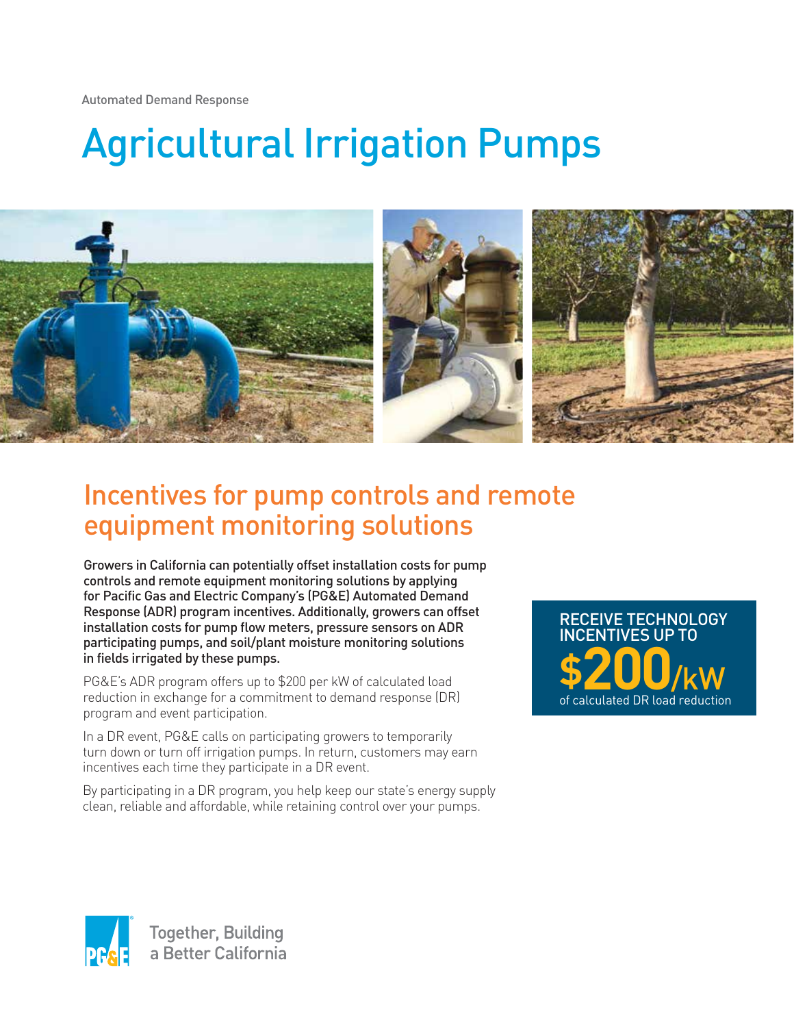Automated Demand Response

# Agricultural Irrigation Pumps

## Incentives for pump controls and remote equipment monitoring solutions

**Growers in California can potentially offset installation costs for pump controls and remote equipment monitoring solutions by applying for Pacific Gas and Electric Company's (PG&E) Automated Demand Response (ADR) program incentives. Additionally, growers can offset installation costs for pump flow meters, pressure sensors on ADR participating pumps, and soil/plant moisture monitoring solutions in fields irrigated by these pumps.**

PG&E's ADR program offers up to $200 per kW of calculated load reduction in exchange for a commitment to demand response (DR) program and event participation.

In a DR event, PG&E calls on participating growers to temporarily turn down or turn off irrigation pumps. In return, customers may earn incentives each time they participate in a DR event.

By participating in a DR program, you help keep our state's energy supply clean, reliable and affordable, while retaining control over your pumps.

**RECEIVE TECHNOLOGY INCENTIVES UP TO**

**$200/kW**

of calculated DR load reduction

Together, Building a Better California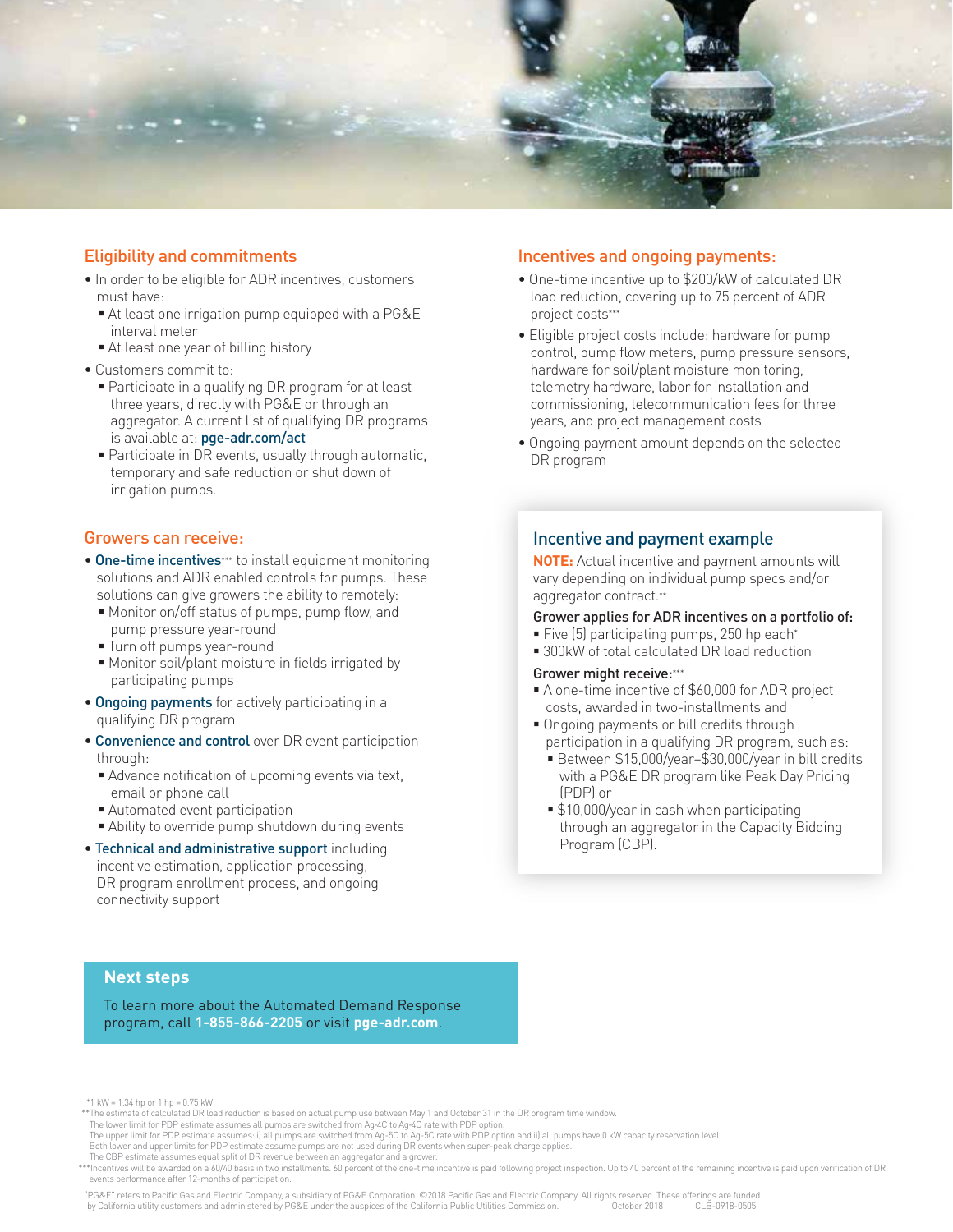## Eligibility and commitments

- In order to be eligible for ADR incentives, customers must have:
  - At least one irrigation pump equipped with a PG&E interval meter
  - At least one year of billing history
- Customers commit to:
  - Participate in a qualifying DR program for at least three years, directly with PG&E or through an aggregator. A current list of qualifying DR programs is available at: **pge-adr.com/act**
  - Participate in DR events, usually through automatic, temporary and safe reduction or shut down of irrigation pumps.

## Growers can receive:

- **One-time incentives***** to install equipment monitoring solutions and ADR enabled controls for pumps. These solutions can give growers the ability to remotely:
  - Monitor on/off status of pumps, pump flow, and pump pressure year-round
  - Turn off pumps year-round
  - Monitor soil/plant moisture in fields irrigated by participating pumps
- **Ongoing payments** for actively participating in a qualifying DR program
- **Convenience and control** over DR event participation through:
  - Advance notification of upcoming events via text, email or phone call
  - Automated event participation
  - Ability to override pump shutdown during events
- **Technical and administrative support** including incentive estimation, application processing, DR program enrollment process, and ongoing connectivity support

## Incentives and ongoing payments:

- One-time incentive up to $200/kW of calculated DR load reduction, covering up to 75 percent of ADR project costs***
- Eligible project costs include: hardware for pump control, pump flow meters, pump pressure sensors, hardware for soil/plant moisture monitoring, telemetry hardware, labor for installation and commissioning, telecommunication fees for three years, and project management costs
- Ongoing payment amount depends on the selected DR program

### Incentive and payment example

**NOTE:** Actual incentive and payment amounts will vary depending on individual pump specs and/or aggregator contract.**

**Grower applies for ADR incentives on a portfolio of:**

- Five (5) participating pumps, 250 hp each*
- 300kW of total calculated DR load reduction

**Grower might receive:*****

- A one-time incentive of $60,000 for ADR project costs, awarded in two-installments and
- Ongoing payments or bill credits through participation in a qualifying DR program, such as:
  - Between $15,000/year–$30,000/year in bill credits with a PG&E DR program like Peak Day Pricing (PDP) or
  - $10,000/year in cash when participating through an aggregator in the Capacity Bidding Program (CBP).

## Next steps

To learn more about the Automated Demand Response program, call **1-855-866-2205** or visit **pge-adr.com**.

*1 kW = 1.34 hp or 1 hp = 0.75 kW

**The estimate of calculated DR load reduction is based on actual pump use between May 1 and October 31 in the DR program time window.
The lower limit for PDP estimate assumes all pumps are switched from Ag-4C to Ag-4C rate with PDP option.
The upper limit for PDP estimate assumes: i) all pumps are switched from Ag-5C to Ag-5C rate with PDP option and ii) all pumps have 0 kW capacity reservation level.
Both lower and upper limits for PDP estimate assume pumps are not used during DR events when super-peak charge applies.
The CBP estimate assumes equal split of DR revenue between an aggregator and a grower.

***Incentives will be awarded on a 60/40 basis in two installments. 60 percent of the one-time incentive is paid following project inspection. Up to 40 percent of the remaining incentive is paid upon verification of DR events performance after 12-months of participation.

"PG&E" refers to Pacific Gas and Electric Company, a subsidiary of PG&E Corporation. ©2018 Pacific Gas and Electric Company. All rights reserved. These offerings are funded by California utility customers and administered by PG&E under the auspices of the California Public Utilities Commission. October 2018 CLB-0918-0505